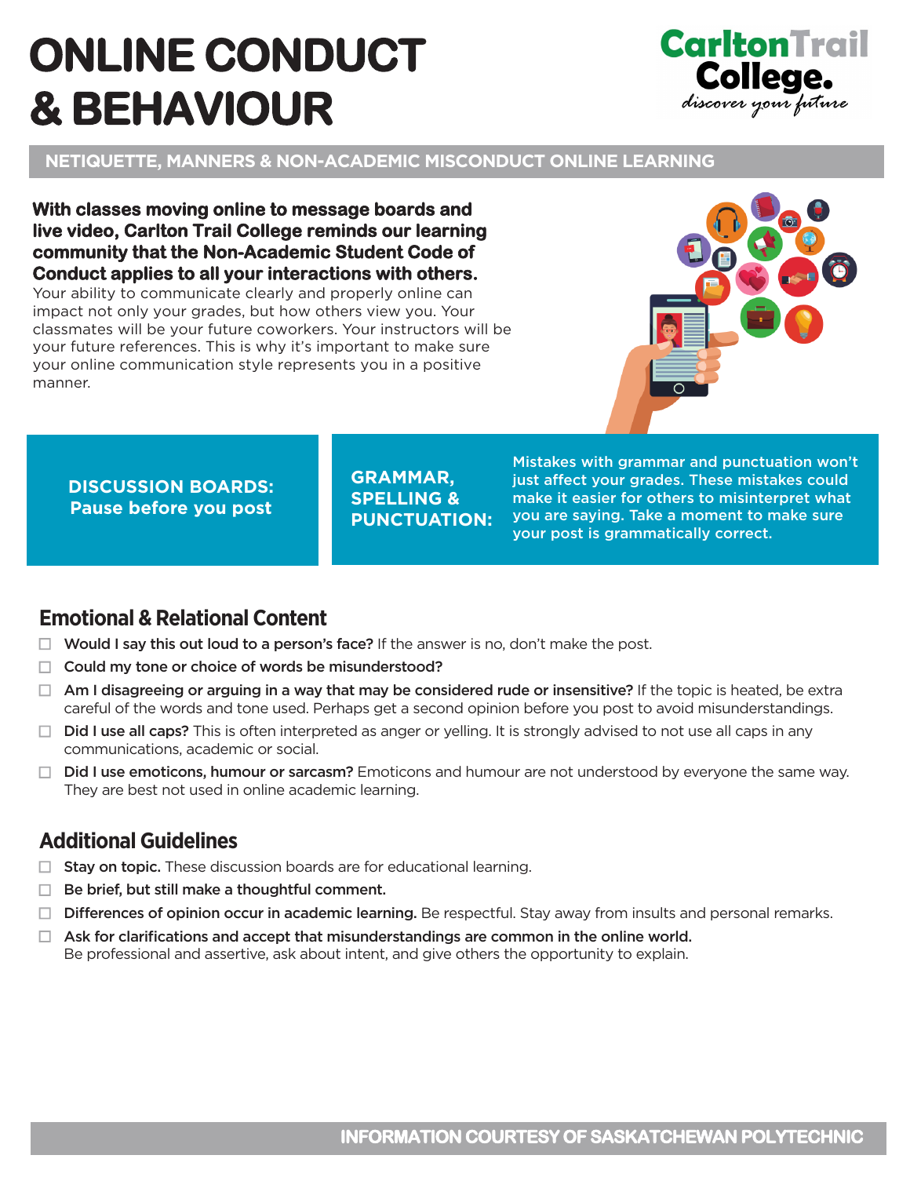# ONLINE CONDUCT & BEHAVIOUR

Carlton Trail College. *discover your future*

## NETIQUETTE, MANNERS & NON-ACADEMIC MISCONDUCT ONLINE LEARNING

**With classes moving online to message boards and live video, Carlton Trail College reminds our learning community that the Non-Academic Student Code of Conduct applies to all your interactions with others.** Your ability to communicate clearly and properly online can impact not only your grades, but how others view you. Your classmates will be your future coworkers. Your instructors will be your future references. This is why it's important to make sure your online communication style represents you in a positive manner.

**DISCUSSION BOARDS: Pause before you post**

**GRAMMAR, SPELLING & PUNCTUATION:** Mistakes with grammar and punctuation won't just affect your grades. These mistakes could make it easier for others to misinterpret what you are saying. Take a moment to make sure your post is grammatically correct.

## Emotional & Relational Content

- ☐ **Would I say this out loud to a person's face?** If the answer is no, don't make the post.
- ☐ **Could my tone or choice of words be misunderstood?**
- ☐ **Am I disagreeing or arguing in a way that may be considered rude or insensitive?** If the topic is heated, be extra careful of the words and tone used. Perhaps get a second opinion before you post to avoid misunderstandings.
- ☐ **Did I use all caps?** This is often interpreted as anger or yelling. It is strongly advised to not use all caps in any communications, academic or social.
- ☐ **Did I use emoticons, humour or sarcasm?** Emoticons and humour are not understood by everyone the same way. They are best not used in online academic learning.

## Additional Guidelines

- ☐ **Stay on topic.** These discussion boards are for educational learning.
- ☐ **Be brief, but still make a thoughtful comment.**
- ☐ **Differences of opinion occur in academic learning.** Be respectful. Stay away from insults and personal remarks.
- ☐ **Ask for clarifications and accept that misunderstandings are common in the online world.** Be professional and assertive, ask about intent, and give others the opportunity to explain.

INFORMATION COURTESY OF SASKATCHEWAN POLYTECHNIC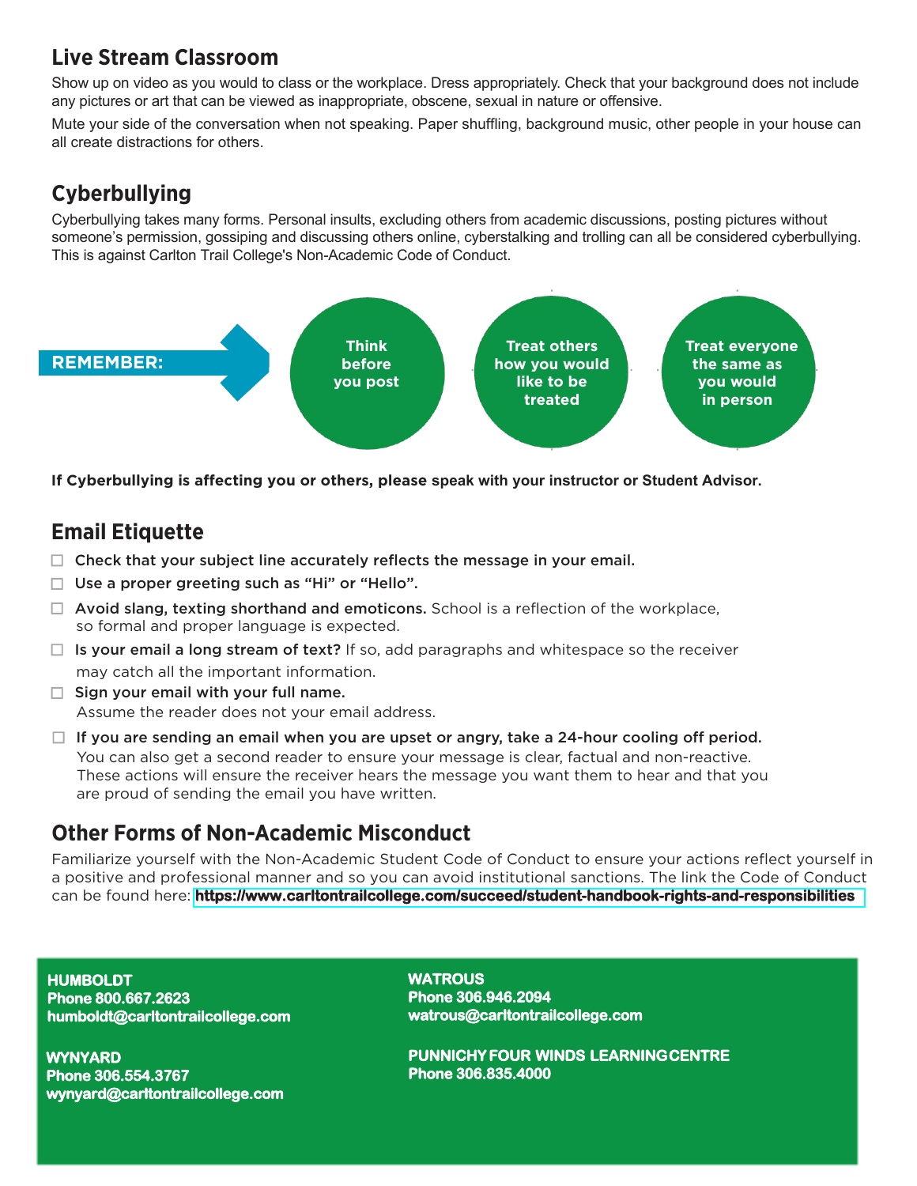## Live Stream Classroom

Show up on video as you would to class or the workplace. Dress appropriately. Check that your background does not include any pictures or art that can be viewed as inappropriate, obscene, sexual in nature or offensive.

Mute your side of the conversation when not speaking. Paper shuffling, background music, other people in your house can all create distractions for others.

## Cyberbullying

Cyberbullying takes many forms. Personal insults, excluding others from academic discussions, posting pictures without someone's permission, gossiping and discussing others online, cyberstalking and trolling can all be considered cyberbullying. This is against Carlton Trail College's Non-Academic Code of Conduct.

**REMEMBER:**

- **Think before you post**
- **Treat others how you would like to be treated**
- **Treat everyone the same as you would in person**

**If Cyberbullying is affecting you or others, please speak with your instructor or Student Advisor.**

## Email Etiquette

- ☐ **Check that your subject line accurately reflects the message in your email.**
- ☐ **Use a proper greeting such as "Hi" or "Hello".**
- ☐ **Avoid slang, texting shorthand and emoticons.** School is a reflection of the workplace, so formal and proper language is expected.
- ☐ **Is your email a long stream of text?** If so, add paragraphs and whitespace so the receiver may catch all the important information.
- ☐ **Sign your email with your full name.** Assume the reader does not your email address.
- ☐ **If you are sending an email when you are upset or angry, take a 24-hour cooling off period.** You can also get a second reader to ensure your message is clear, factual and non-reactive. These actions will ensure the receiver hears the message you want them to hear and that you are proud of sending the email you have written.

## Other Forms of Non-Academic Misconduct

Familiarize yourself with the Non-Academic Student Code of Conduct to ensure your actions reflect yourself in a positive and professional manner and so you can avoid institutional sanctions. The link the Code of Conduct can be found here: **https://www.carltontrailcollege.com/succeed/student-handbook-rights-and-responsibilities**

**HUMBOLDT**
**Phone 800.667.2623**
**humboldt@carltontrailcollege.com**

**WYNYARD**
**Phone 306.554.3767**
**wynyard@carltontrailcollege.com**

**WATROUS**
**Phone 306.946.2094**
**watrous@carltontrailcollege.com**

**PUNNICHY FOUR WINDS LEARNING CENTRE**
**Phone 306.835.4000**